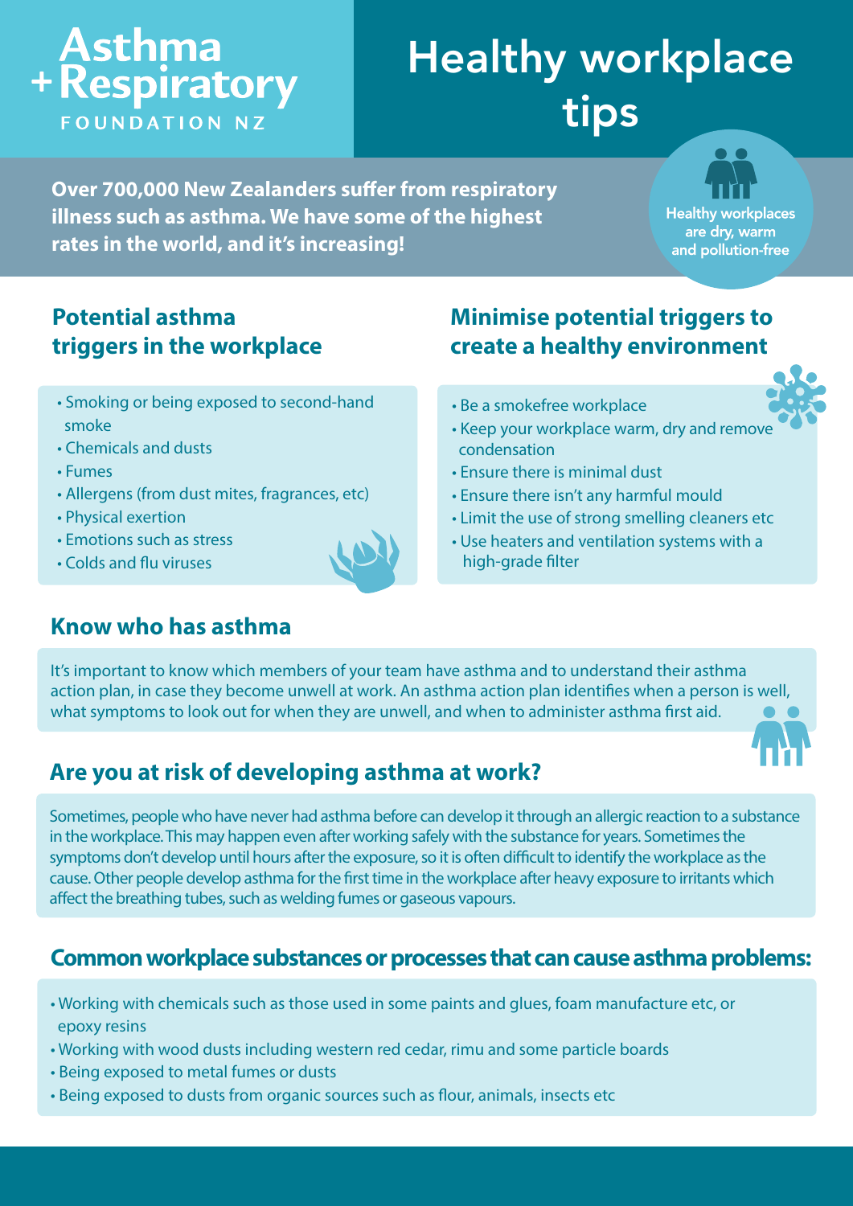Asthma + Respiratory FOUNDATION NZ

# Healthy workplace tips

**Over 700,000 New Zealanders suffer from respiratory illness such as asthma. We have some of the highest rates in the world, and it's increasing!**

Healthy workplaces are dry, warm and pollution-free

## Potential asthma triggers in the workplace

- Smoking or being exposed to second-hand smoke
- Chemicals and dusts
- Fumes
- Allergens (from dust mites, fragrances, etc)
- Physical exertion
- Emotions such as stress
- Colds and flu viruses

## Minimise potential triggers to create a healthy environment

- Be a smokefree workplace
- Keep your workplace warm, dry and remove condensation
- Ensure there is minimal dust
- Ensure there isn't any harmful mould
- Limit the use of strong smelling cleaners etc
- Use heaters and ventilation systems with a high-grade filter

## Know who has asthma

It's important to know which members of your team have asthma and to understand their asthma action plan, in case they become unwell at work. An asthma action plan identifies when a person is well, what symptoms to look out for when they are unwell, and when to administer asthma first aid.

## Are you at risk of developing asthma at work?

Sometimes, people who have never had asthma before can develop it through an allergic reaction to a substance in the workplace. This may happen even after working safely with the substance for years. Sometimes the symptoms don't develop until hours after the exposure, so it is often difficult to identify the workplace as the cause. Other people develop asthma for the first time in the workplace after heavy exposure to irritants which affect the breathing tubes, such as welding fumes or gaseous vapours.

## Common workplace substances or processes that can cause asthma problems:

- Working with chemicals such as those used in some paints and glues, foam manufacture etc, or epoxy resins
- Working with wood dusts including western red cedar, rimu and some particle boards
- Being exposed to metal fumes or dusts
- Being exposed to dusts from organic sources such as flour, animals, insects etc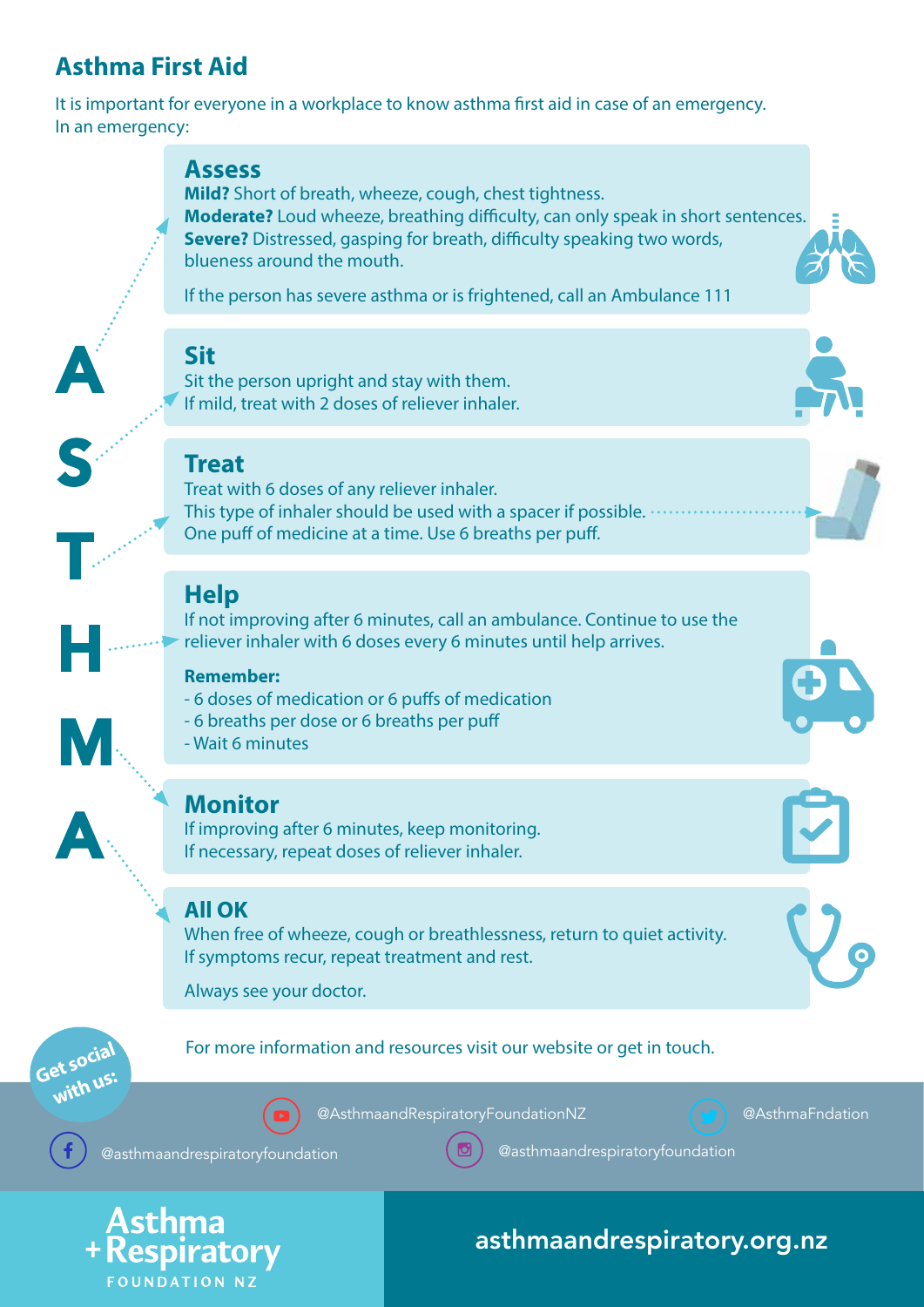# Asthma First Aid

It is important for everyone in a workplace to know asthma first aid in case of an emergency.
In an emergency:

**A**
**S**
**T**
**H**
**M**
**A**

## Assess

**Mild?** Short of breath, wheeze, cough, chest tightness.
**Moderate?** Loud wheeze, breathing difficulty, can only speak in short sentences.
**Severe?** Distressed, gasping for breath, difficulty speaking two words, blueness around the mouth.

If the person has severe asthma or is frightened, call an Ambulance 111

## Sit

Sit the person upright and stay with them.
If mild, treat with 2 doses of reliever inhaler.

## Treat

Treat with 6 doses of any reliever inhaler.
This type of inhaler should be used with a spacer if possible.
One puff of medicine at a time. Use 6 breaths per puff.

## Help

If not improving after 6 minutes, call an ambulance. Continue to use the reliever inhaler with 6 doses every 6 minutes until help arrives.

**Remember:**

- 6 doses of medication or 6 puffs of medication
- 6 breaths per dose or 6 breaths per puff
- Wait 6 minutes

## Monitor

If improving after 6 minutes, keep monitoring.
If necessary, repeat doses of reliever inhaler.

## All OK

When free of wheeze, cough or breathlessness, return to quiet activity.
If symptoms recur, repeat treatment and rest.

Always see your doctor.

For more information and resources visit our website or get in touch.

Get social with us:

@AsthmaandRespiratoryFoundationNZ

@AsthmaFndation

@asthmaandrespiratoryfoundation

@asthmaandrespiratoryfoundation

Asthma + Respiratory FOUNDATION NZ

asthmaandrespiratory.org.nz